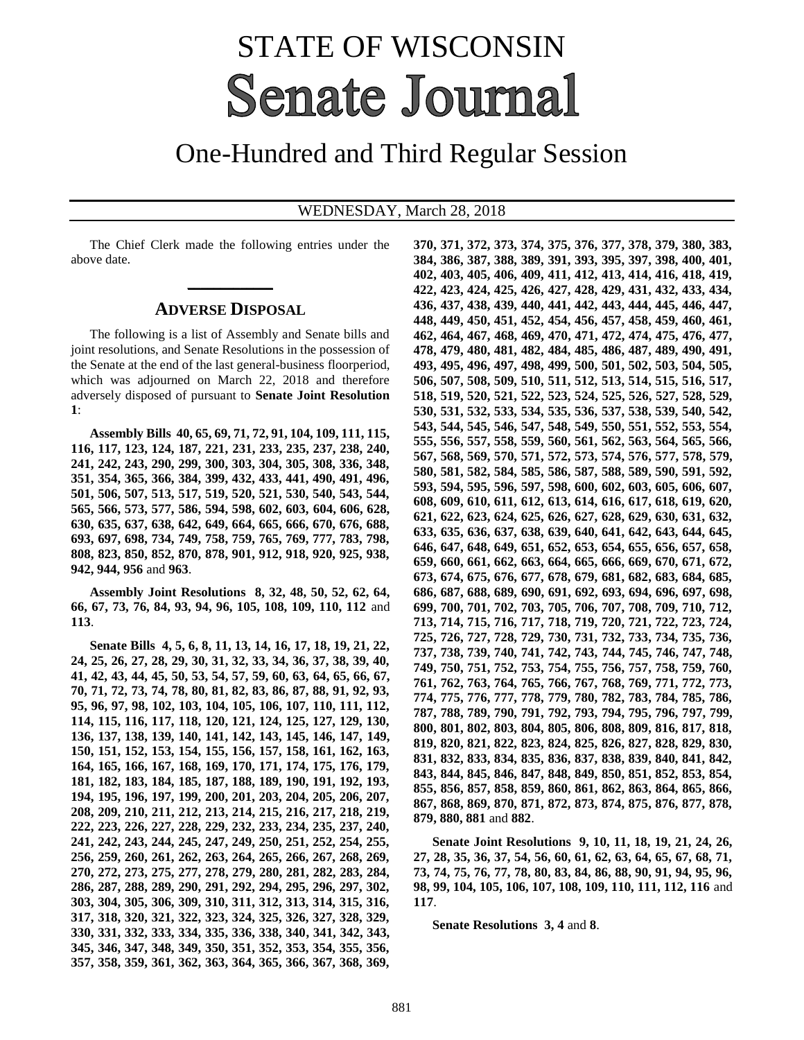# STATE OF WISCONSIN
# Senate Journal

## One-Hundred and Third Regular Session

WEDNESDAY, March 28, 2018

The Chief Clerk made the following entries under the above date.

## ADVERSE DISPOSAL

The following is a list of Assembly and Senate bills and joint resolutions, and Senate Resolutions in the possession of the Senate at the end of the last general-business floorperiod, which was adjourned on March 22, 2018 and therefore adversely disposed of pursuant to **Senate Joint Resolution 1**:

**Assembly Bills 40, 65, 69, 71, 72, 91, 104, 109, 111, 115, 116, 117, 123, 124, 187, 221, 231, 233, 235, 237, 238, 240, 241, 242, 243, 290, 299, 300, 303, 304, 305, 308, 336, 348, 351, 354, 365, 366, 384, 399, 432, 433, 441, 490, 491, 496, 501, 506, 507, 513, 517, 519, 520, 521, 530, 540, 543, 544, 565, 566, 573, 577, 586, 594, 598, 602, 603, 604, 606, 628, 630, 635, 637, 638, 642, 649, 664, 665, 666, 670, 676, 688, 693, 697, 698, 734, 749, 758, 759, 765, 769, 777, 783, 798, 808, 823, 850, 852, 870, 878, 901, 912, 918, 920, 925, 938, 942, 944, 956** and **963**.

**Assembly Joint Resolutions 8, 32, 48, 50, 52, 62, 64, 66, 67, 73, 76, 84, 93, 94, 96, 105, 108, 109, 110, 112** and **113**.

**Senate Bills 4, 5, 6, 8, 11, 13, 14, 16, 17, 18, 19, 21, 22, 24, 25, 26, 27, 28, 29, 30, 31, 32, 33, 34, 36, 37, 38, 39, 40, 41, 42, 43, 44, 45, 50, 53, 54, 57, 59, 60, 63, 64, 65, 66, 67, 70, 71, 72, 73, 74, 78, 80, 81, 82, 83, 86, 87, 88, 91, 92, 93, 95, 96, 97, 98, 102, 103, 104, 105, 106, 107, 110, 111, 112, 114, 115, 116, 117, 118, 120, 121, 124, 125, 127, 129, 130, 136, 137, 138, 139, 140, 141, 142, 143, 145, 146, 147, 149, 150, 151, 152, 153, 154, 155, 156, 157, 158, 161, 162, 163, 164, 165, 166, 167, 168, 169, 170, 171, 174, 175, 176, 179, 181, 182, 183, 184, 185, 187, 188, 189, 190, 191, 192, 193, 194, 195, 196, 197, 199, 200, 201, 203, 204, 205, 206, 207, 208, 209, 210, 211, 212, 213, 214, 215, 216, 217, 218, 219, 222, 223, 226, 227, 228, 229, 232, 233, 234, 235, 237, 240, 241, 242, 243, 244, 245, 247, 249, 250, 251, 252, 254, 255, 256, 259, 260, 261, 262, 263, 264, 265, 266, 267, 268, 269, 270, 272, 273, 275, 277, 278, 279, 280, 281, 282, 283, 284, 286, 287, 288, 289, 290, 291, 292, 294, 295, 296, 297, 302, 303, 304, 305, 306, 309, 310, 311, 312, 313, 314, 315, 316, 317, 318, 320, 321, 322, 323, 324, 325, 326, 327, 328, 329, 330, 331, 332, 333, 334, 335, 336, 338, 340, 341, 342, 343, 345, 346, 347, 348, 349, 350, 351, 352, 353, 354, 355, 356, 357, 358, 359, 361, 362, 363, 364, 365, 366, 367, 368, 369, 370, 371, 372, 373, 374, 375, 376, 377, 378, 379, 380, 383, 384, 386, 387, 388, 389, 391, 393, 395, 397, 398, 400, 401, 402, 403, 405, 406, 409, 411, 412, 413, 414, 416, 418, 419, 422, 423, 424, 425, 426, 427, 428, 429, 431, 432, 433, 434, 436, 437, 438, 439, 440, 441, 442, 443, 444, 445, 446, 447, 448, 449, 450, 451, 452, 454, 456, 457, 458, 459, 460, 461, 462, 464, 467, 468, 469, 470, 471, 472, 474, 475, 476, 477, 478, 479, 480, 481, 482, 484, 485, 486, 487, 489, 490, 491, 493, 495, 496, 497, 498, 499, 500, 501, 502, 503, 504, 505, 506, 507, 508, 509, 510, 511, 512, 513, 514, 515, 516, 517, 518, 519, 520, 521, 522, 523, 524, 525, 526, 527, 528, 529, 530, 531, 532, 533, 534, 535, 536, 537, 538, 539, 540, 542, 543, 544, 545, 546, 547, 548, 549, 550, 551, 552, 553, 554, 555, 556, 557, 558, 559, 560, 561, 562, 563, 564, 565, 566, 567, 568, 569, 570, 571, 572, 573, 574, 576, 577, 578, 579, 580, 581, 582, 584, 585, 586, 587, 588, 589, 590, 591, 592, 593, 594, 595, 596, 597, 598, 600, 602, 603, 605, 606, 607, 608, 609, 610, 611, 612, 613, 614, 616, 617, 618, 619, 620, 621, 622, 623, 624, 625, 626, 627, 628, 629, 630, 631, 632, 633, 635, 636, 637, 638, 639, 640, 641, 642, 643, 644, 645, 646, 647, 648, 649, 651, 652, 653, 654, 655, 656, 657, 658, 659, 660, 661, 662, 663, 664, 665, 666, 669, 670, 671, 672, 673, 674, 675, 676, 677, 678, 679, 681, 682, 683, 684, 685, 686, 687, 688, 689, 690, 691, 692, 693, 694, 696, 697, 698, 699, 700, 701, 702, 703, 705, 706, 707, 708, 709, 710, 712, 713, 714, 715, 716, 717, 718, 719, 720, 721, 722, 723, 724, 725, 726, 727, 728, 729, 730, 731, 732, 733, 734, 735, 736, 737, 738, 739, 740, 741, 742, 743, 744, 745, 746, 747, 748, 749, 750, 751, 752, 753, 754, 755, 756, 757, 758, 759, 760, 761, 762, 763, 764, 765, 766, 767, 768, 769, 771, 772, 773, 774, 775, 776, 777, 778, 779, 780, 782, 783, 784, 785, 786, 787, 788, 789, 790, 791, 792, 793, 794, 795, 796, 797, 799, 800, 801, 802, 803, 804, 805, 806, 808, 809, 816, 817, 818, 819, 820, 821, 822, 823, 824, 825, 826, 827, 828, 829, 830, 831, 832, 833, 834, 835, 836, 837, 838, 839, 840, 841, 842, 843, 844, 845, 846, 847, 848, 849, 850, 851, 852, 853, 854, 855, 856, 857, 858, 859, 860, 861, 862, 863, 864, 865, 866, 867, 868, 869, 870, 871, 872, 873, 874, 875, 876, 877, 878, 879, 880, 881** and **882**.

**Senate Joint Resolutions 9, 10, 11, 18, 19, 21, 24, 26, 27, 28, 35, 36, 37, 54, 56, 60, 61, 62, 63, 64, 65, 67, 68, 71, 73, 74, 75, 76, 77, 78, 80, 83, 84, 86, 88, 90, 91, 94, 95, 96, 98, 99, 104, 105, 106, 107, 108, 109, 110, 111, 112, 116** and **117**.

**Senate Resolutions 3, 4** and **8**.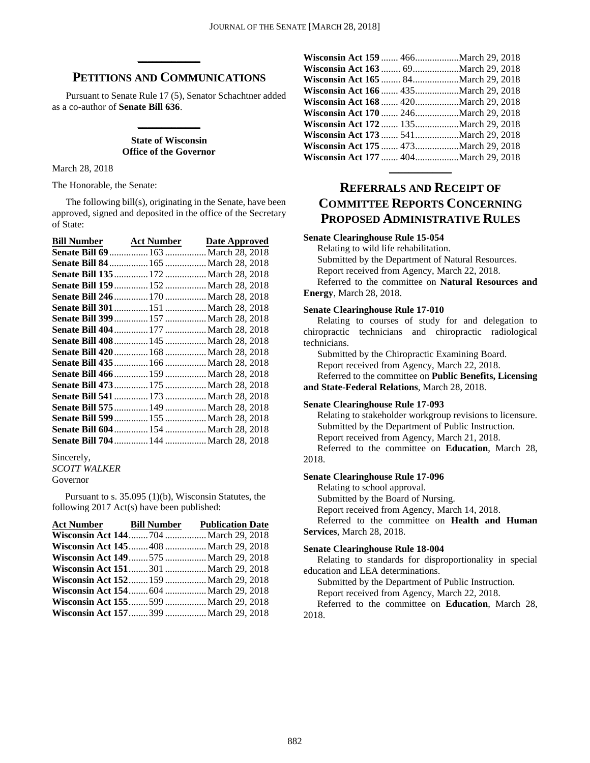## PETITIONS AND COMMUNICATIONS

Pursuant to Senate Rule 17 (5), Senator Schachtner added as a co-author of **Senate Bill 636**.

**State of Wisconsin**
**Office of the Governor**

March 28, 2018

The Honorable, the Senate:

The following bill(s), originating in the Senate, have been approved, signed and deposited in the office of the Secretary of State:

| Bill Number | Act Number | Date Approved |
|---|---|---|
| **Senate Bill 69** | 163 | March 28, 2018 |
| **Senate Bill 84** | 165 | March 28, 2018 |
| **Senate Bill 135** | 172 | March 28, 2018 |
| **Senate Bill 159** | 152 | March 28, 2018 |
| **Senate Bill 246** | 170 | March 28, 2018 |
| **Senate Bill 301** | 151 | March 28, 2018 |
| **Senate Bill 399** | 157 | March 28, 2018 |
| **Senate Bill 404** | 177 | March 28, 2018 |
| **Senate Bill 408** | 145 | March 28, 2018 |
| **Senate Bill 420** | 168 | March 28, 2018 |
| **Senate Bill 435** | 166 | March 28, 2018 |
| **Senate Bill 466** | 159 | March 28, 2018 |
| **Senate Bill 473** | 175 | March 28, 2018 |
| **Senate Bill 541** | 173 | March 28, 2018 |
| **Senate Bill 575** | 149 | March 28, 2018 |
| **Senate Bill 599** | 155 | March 28, 2018 |
| **Senate Bill 604** | 154 | March 28, 2018 |
| **Senate Bill 704** | 144 | March 28, 2018 |

Sincerely,
*SCOTT WALKER*
Governor

Pursuant to s. 35.095 (1)(b), Wisconsin Statutes, the following 2017 Act(s) have been published:

| Act Number | Bill Number | Publication Date |
|---|---|---|
| **Wisconsin Act 144** | 704 | March 29, 2018 |
| **Wisconsin Act 145** | 408 | March 29, 2018 |
| **Wisconsin Act 149** | 575 | March 29, 2018 |
| **Wisconsin Act 151** | 301 | March 29, 2018 |
| **Wisconsin Act 152** | 159 | March 29, 2018 |
| **Wisconsin Act 154** | 604 | March 29, 2018 |
| **Wisconsin Act 155** | 599 | March 29, 2018 |
| **Wisconsin Act 157** | 399 | March 29, 2018 |
| **Wisconsin Act 159** | 466 | March 29, 2018 |
| **Wisconsin Act 163** | 69 | March 29, 2018 |
| **Wisconsin Act 165** | 84 | March 29, 2018 |
| **Wisconsin Act 166** | 435 | March 29, 2018 |
| **Wisconsin Act 168** | 420 | March 29, 2018 |
| **Wisconsin Act 170** | 246 | March 29, 2018 |
| **Wisconsin Act 172** | 135 | March 29, 2018 |
| **Wisconsin Act 173** | 541 | March 29, 2018 |
| **Wisconsin Act 175** | 473 | March 29, 2018 |
| **Wisconsin Act 177** | 404 | March 29, 2018 |

## REFERRALS AND RECEIPT OF COMMITTEE REPORTS CONCERNING PROPOSED ADMINISTRATIVE RULES

**Senate Clearinghouse Rule 15-054**

Relating to wild life rehabilitation.

Submitted by the Department of Natural Resources.

Report received from Agency, March 22, 2018.

Referred to the committee on **Natural Resources and Energy**, March 28, 2018.

**Senate Clearinghouse Rule 17-010**

Relating to courses of study for and delegation to chiropractic technicians and chiropractic radiological technicians.

Submitted by the Chiropractic Examining Board.

Report received from Agency, March 22, 2018.

Referred to the committee on **Public Benefits, Licensing and State-Federal Relations**, March 28, 2018.

**Senate Clearinghouse Rule 17-093**

Relating to stakeholder workgroup revisions to licensure.

Submitted by the Department of Public Instruction.

Report received from Agency, March 21, 2018.

Referred to the committee on **Education**, March 28, 2018.

**Senate Clearinghouse Rule 17-096**

Relating to school approval.

Submitted by the Board of Nursing.

Report received from Agency, March 14, 2018.

Referred to the committee on **Health and Human Services**, March 28, 2018.

**Senate Clearinghouse Rule 18-004**

Relating to standards for disproportionality in special education and LEA determinations.

Submitted by the Department of Public Instruction.

Report received from Agency, March 22, 2018.

Referred to the committee on **Education**, March 28, 2018.